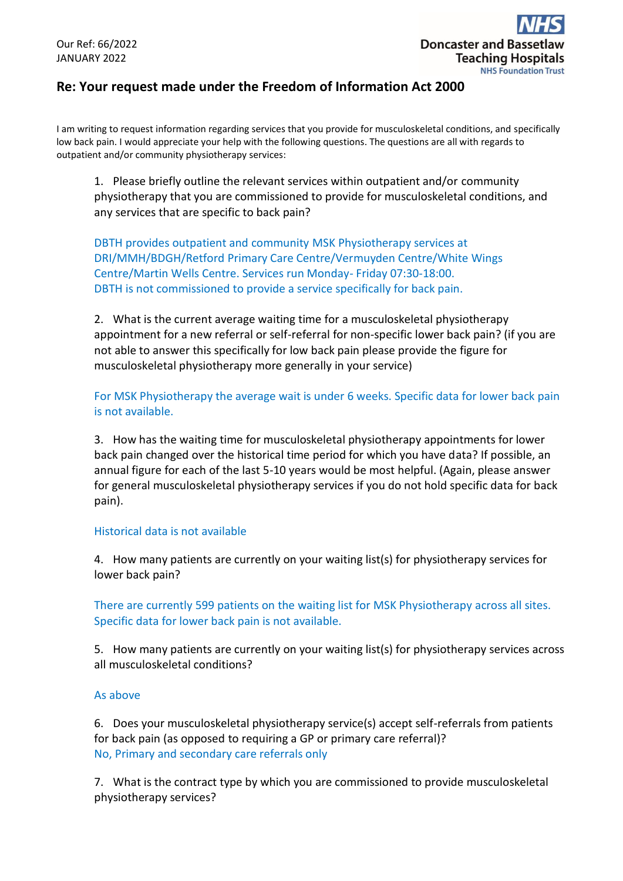Our Ref: 66/2022
JANUARY 2022

Doncaster and Bassetlaw Teaching Hospitals
NHS Foundation Trust

## Re: Your request made under the Freedom of Information Act 2000

I am writing to request information regarding services that you provide for musculoskeletal conditions, and specifically low back pain. I would appreciate your help with the following questions. The questions are all with regards to outpatient and/or community physiotherapy services:

1. Please briefly outline the relevant services within outpatient and/or community physiotherapy that you are commissioned to provide for musculoskeletal conditions, and any services that are specific to back pain?

   DBTH provides outpatient and community MSK Physiotherapy services at DRI/MMH/BDGH/Retford Primary Care Centre/Vermuyden Centre/White Wings Centre/Martin Wells Centre. Services run Monday- Friday 07:30-18:00.
   DBTH is not commissioned to provide a service specifically for back pain.

2. What is the current average waiting time for a musculoskeletal physiotherapy appointment for a new referral or self-referral for non-specific lower back pain? (if you are not able to answer this specifically for low back pain please provide the figure for musculoskeletal physiotherapy more generally in your service)

   For MSK Physiotherapy the average wait is under 6 weeks. Specific data for lower back pain is not available.

3. How has the waiting time for musculoskeletal physiotherapy appointments for lower back pain changed over the historical time period for which you have data? If possible, an annual figure for each of the last 5-10 years would be most helpful. (Again, please answer for general musculoskeletal physiotherapy services if you do not hold specific data for back pain).

   Historical data is not available

4. How many patients are currently on your waiting list(s) for physiotherapy services for lower back pain?

   There are currently 599 patients on the waiting list for MSK Physiotherapy across all sites. Specific data for lower back pain is not available.

5. How many patients are currently on your waiting list(s) for physiotherapy services across all musculoskeletal conditions?

   As above

6. Does your musculoskeletal physiotherapy service(s) accept self-referrals from patients for back pain (as opposed to requiring a GP or primary care referral)?
   No, Primary and secondary care referrals only

7. What is the contract type by which you are commissioned to provide musculoskeletal physiotherapy services?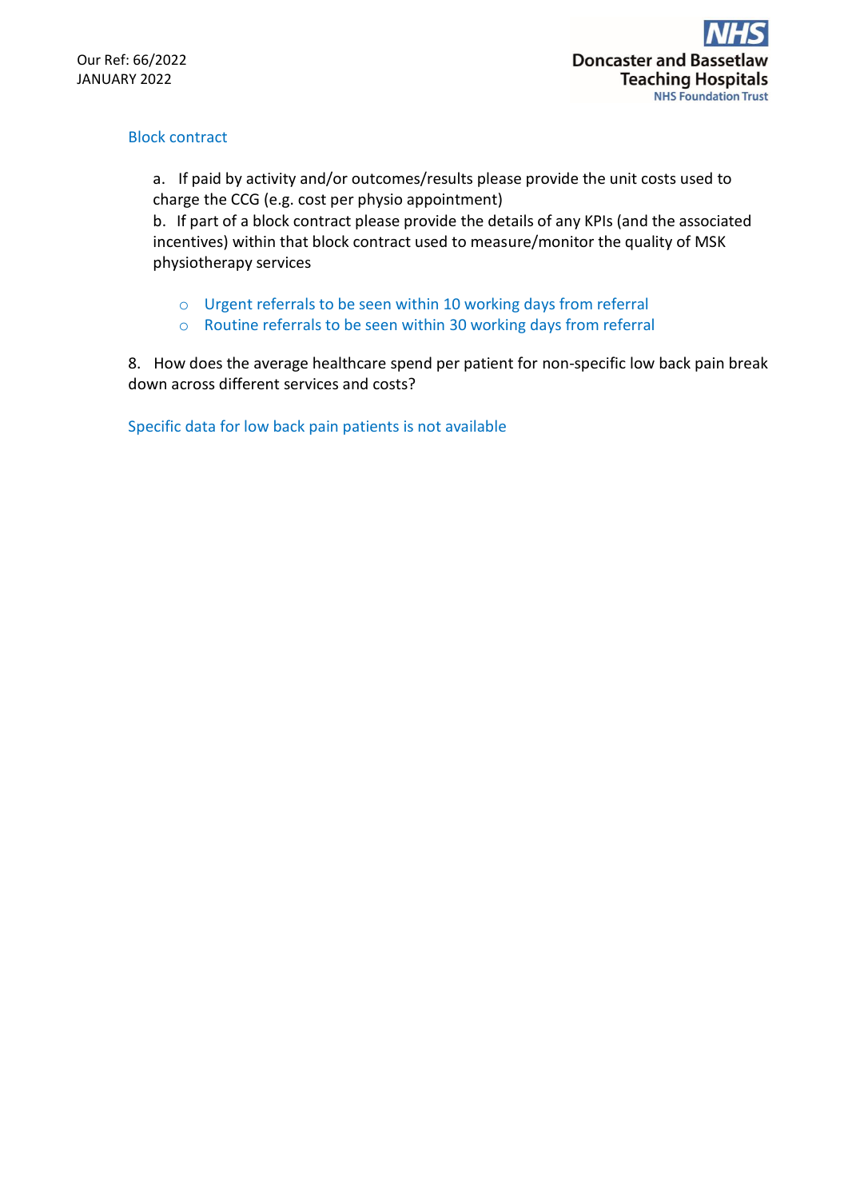Our Ref: 66/2022
JANUARY 2022

Block contract

a. If paid by activity and/or outcomes/results please provide the unit costs used to charge the CCG (e.g. cost per physio appointment)
b. If part of a block contract please provide the details of any KPIs (and the associated incentives) within that block contract used to measure/monitor the quality of MSK physiotherapy services

- Urgent referrals to be seen within 10 working days from referral
- Routine referrals to be seen within 30 working days from referral

8. How does the average healthcare spend per patient for non-specific low back pain break down across different services and costs?

Specific data for low back pain patients is not available